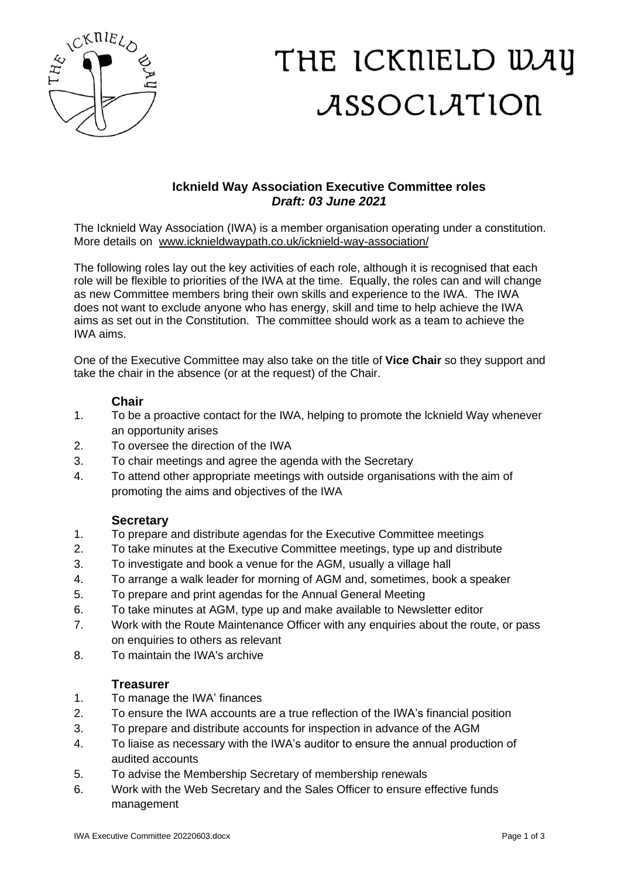# THE ICKNIELD WAY ASSOCIATION

**Icknield Way Association Executive Committee roles**
***Draft: 03 June 2021***

The Icknield Way Association (IWA) is a member organisation operating under a constitution. More details on www.icknieldwaypath.co.uk/icknield-way-association/

The following roles lay out the key activities of each role, although it is recognised that each role will be flexible to priorities of the IWA at the time. Equally, the roles can and will change as new Committee members bring their own skills and experience to the IWA. The IWA does not want to exclude anyone who has energy, skill and time to help achieve the IWA aims as set out in the Constitution. The committee should work as a team to achieve the IWA aims.

One of the Executive Committee may also take on the title of **Vice Chair** so they support and take the chair in the absence (or at the request) of the Chair.

### Chair

1. To be a proactive contact for the IWA, helping to promote the Icknield Way whenever an opportunity arises
2. To oversee the direction of the IWA
3. To chair meetings and agree the agenda with the Secretary
4. To attend other appropriate meetings with outside organisations with the aim of promoting the aims and objectives of the IWA

### Secretary

1. To prepare and distribute agendas for the Executive Committee meetings
2. To take minutes at the Executive Committee meetings, type up and distribute
3. To investigate and book a venue for the AGM, usually a village hall
4. To arrange a walk leader for morning of AGM and, sometimes, book a speaker
5. To prepare and print agendas for the Annual General Meeting
6. To take minutes at AGM, type up and make available to Newsletter editor
7. Work with the Route Maintenance Officer with any enquiries about the route, or pass on enquiries to others as relevant
8. To maintain the IWA's archive

### Treasurer

1. To manage the IWA' finances
2. To ensure the IWA accounts are a true reflection of the IWA's financial position
3. To prepare and distribute accounts for inspection in advance of the AGM
4. To liaise as necessary with the IWA's auditor to ensure the annual production of audited accounts
5. To advise the Membership Secretary of membership renewals
6. Work with the Web Secretary and the Sales Officer to ensure effective funds management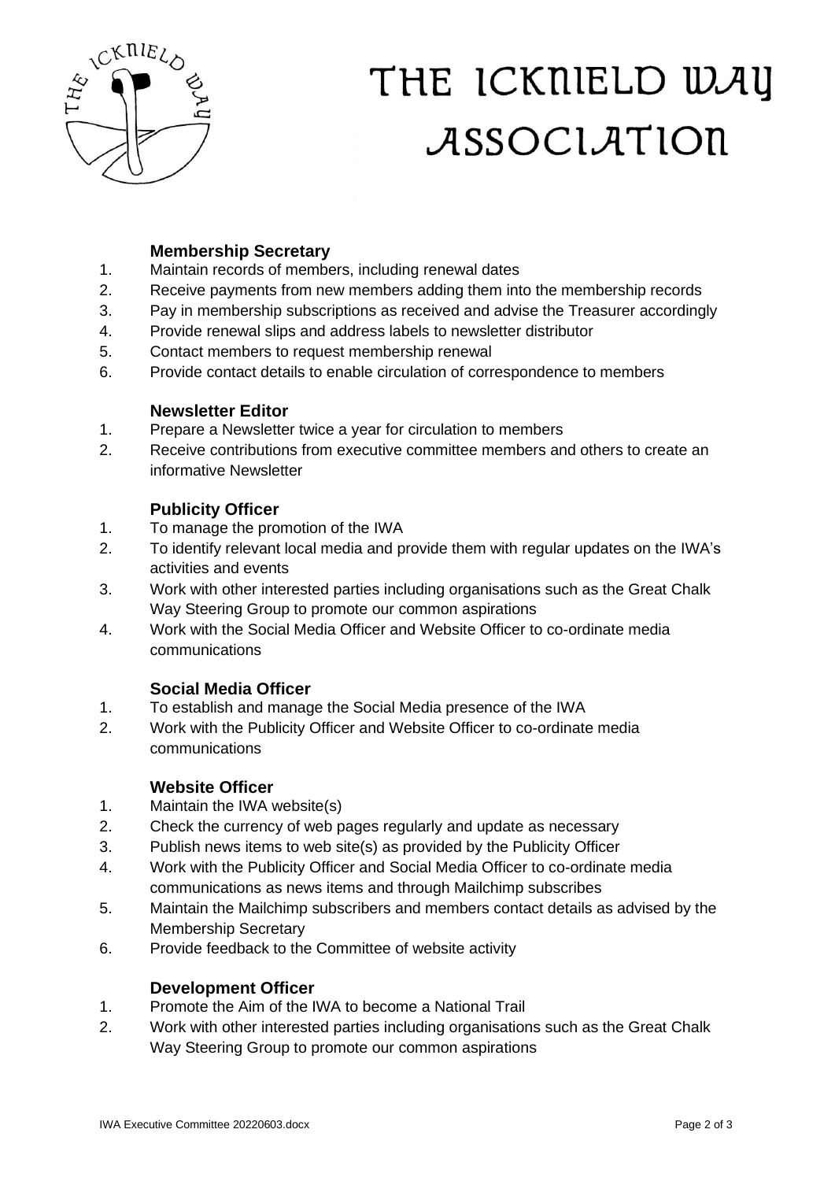# THE ICKNIELD WAY ASSOCIATION

### Membership Secretary

1. Maintain records of members, including renewal dates
2. Receive payments from new members adding them into the membership records
3. Pay in membership subscriptions as received and advise the Treasurer accordingly
4. Provide renewal slips and address labels to newsletter distributor
5. Contact members to request membership renewal
6. Provide contact details to enable circulation of correspondence to members

### Newsletter Editor

1. Prepare a Newsletter twice a year for circulation to members
2. Receive contributions from executive committee members and others to create an informative Newsletter

### Publicity Officer

1. To manage the promotion of the IWA
2. To identify relevant local media and provide them with regular updates on the IWA's activities and events
3. Work with other interested parties including organisations such as the Great Chalk Way Steering Group to promote our common aspirations
4. Work with the Social Media Officer and Website Officer to co-ordinate media communications

### Social Media Officer

1. To establish and manage the Social Media presence of the IWA
2. Work with the Publicity Officer and Website Officer to co-ordinate media communications

### Website Officer

1. Maintain the IWA website(s)
2. Check the currency of web pages regularly and update as necessary
3. Publish news items to web site(s) as provided by the Publicity Officer
4. Work with the Publicity Officer and Social Media Officer to co-ordinate media communications as news items and through Mailchimp subscribes
5. Maintain the Mailchimp subscribers and members contact details as advised by the Membership Secretary
6. Provide feedback to the Committee of website activity

### Development Officer

1. Promote the Aim of the IWA to become a National Trail
2. Work with other interested parties including organisations such as the Great Chalk Way Steering Group to promote our common aspirations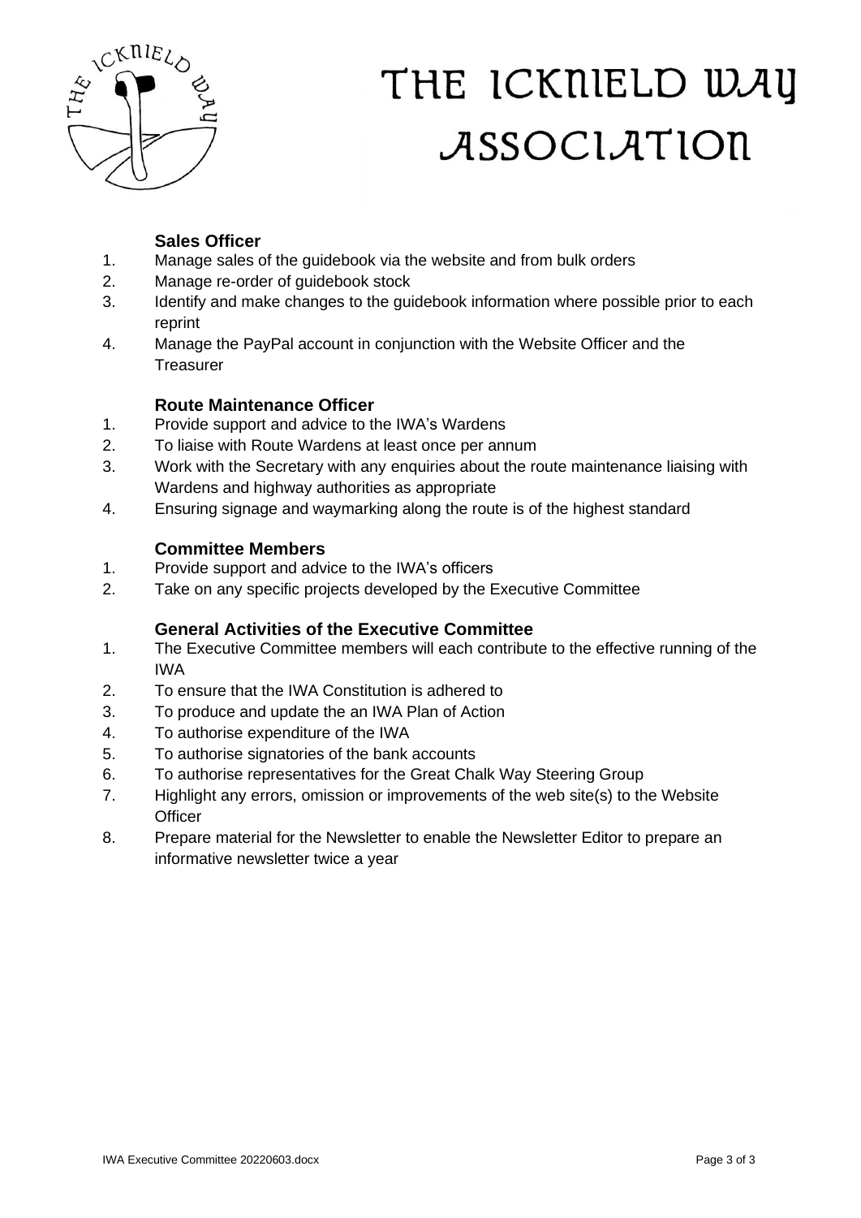# THE ICKNIELD WAY ASSOCIATION

### Sales Officer

1. Manage sales of the guidebook via the website and from bulk orders
2. Manage re-order of guidebook stock
3. Identify and make changes to the guidebook information where possible prior to each reprint
4. Manage the PayPal account in conjunction with the Website Officer and the Treasurer

### Route Maintenance Officer

1. Provide support and advice to the IWA's Wardens
2. To liaise with Route Wardens at least once per annum
3. Work with the Secretary with any enquiries about the route maintenance liaising with Wardens and highway authorities as appropriate
4. Ensuring signage and waymarking along the route is of the highest standard

### Committee Members

1. Provide support and advice to the IWA's officers
2. Take on any specific projects developed by the Executive Committee

### General Activities of the Executive Committee

1. The Executive Committee members will each contribute to the effective running of the IWA
2. To ensure that the IWA Constitution is adhered to
3. To produce and update the an IWA Plan of Action
4. To authorise expenditure of the IWA
5. To authorise signatories of the bank accounts
6. To authorise representatives for the Great Chalk Way Steering Group
7. Highlight any errors, omission or improvements of the web site(s) to the Website Officer
8. Prepare material for the Newsletter to enable the Newsletter Editor to prepare an informative newsletter twice a year